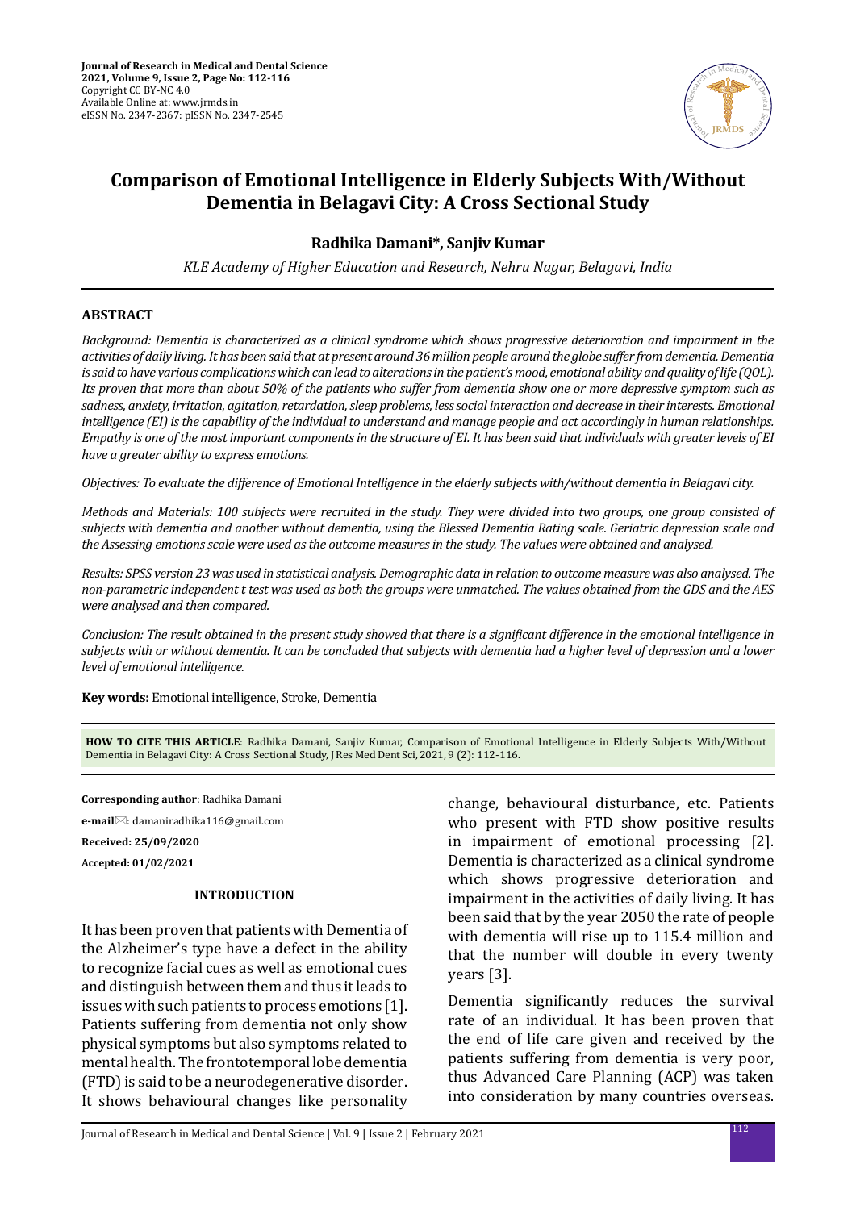# Comparison of Emotional Intelligence in Elderly Subjects With/Without Dementia in Belagavi City: A Cross Sectional Study

**Radhika Damani\*, Sanjiv Kumar**

*KLE Academy of Higher Education and Research, Nehru Nagar, Belagavi, India*

## ABSTRACT

*Background: Dementia is characterized as a clinical syndrome which shows progressive deterioration and impairment in the activities of daily living. It has been said that at present around 36 million people around the globe suffer from dementia. Dementia is said to have various complications which can lead to alterations in the patient's mood, emotional ability and quality of life (QOL). Its proven that more than about 50% of the patients who suffer from dementia show one or more depressive symptom such as sadness, anxiety, irritation, agitation, retardation, sleep problems, less social interaction and decrease in their interests. Emotional intelligence (EI) is the capability of the individual to understand and manage people and act accordingly in human relationships. Empathy is one of the most important components in the structure of EI. It has been said that individuals with greater levels of EI have a greater ability to express emotions.*

*Objectives: To evaluate the difference of Emotional Intelligence in the elderly subjects with/without dementia in Belagavi city.*

*Methods and Materials: 100 subjects were recruited in the study. They were divided into two groups, one group consisted of subjects with dementia and another without dementia, using the Blessed Dementia Rating scale. Geriatric depression scale and the Assessing emotions scale were used as the outcome measures in the study. The values were obtained and analysed.*

*Results: SPSS version 23 was used in statistical analysis. Demographic data in relation to outcome measure was also analysed. The non-parametric independent t test was used as both the groups were unmatched. The values obtained from the GDS and the AES were analysed and then compared.*

*Conclusion: The result obtained in the present study showed that there is a significant difference in the emotional intelligence in subjects with or without dementia. It can be concluded that subjects with dementia had a higher level of depression and a lower level of emotional intelligence.*

**Key words:** Emotional intelligence, Stroke, Dementia

**HOW TO CITE THIS ARTICLE**: Radhika Damani, Sanjiv Kumar, Comparison of Emotional Intelligence in Elderly Subjects With/Without Dementia in Belagavi City: A Cross Sectional Study, J Res Med Dent Sci, 2021, 9 (2): 112-116.

**Corresponding author**: Radhika Damani

**e-mail**: damaniradhika116@gmail.com

**Received: 25/09/2020**

**Accepted: 01/02/2021**

## INTRODUCTION

It has been proven that patients with Dementia of the Alzheimer's type have a defect in the ability to recognize facial cues as well as emotional cues and distinguish between them and thus it leads to issues with such patients to process emotions [1]. Patients suffering from dementia not only show physical symptoms but also symptoms related to mental health. The frontotemporal lobe dementia (FTD) is said to be a neurodegenerative disorder. It shows behavioural changes like personality change, behavioural disturbance, etc. Patients who present with FTD show positive results in impairment of emotional processing [2]. Dementia is characterized as a clinical syndrome which shows progressive deterioration and impairment in the activities of daily living. It has been said that by the year 2050 the rate of people with dementia will rise up to 115.4 million and that the number will double in every twenty years [3].

Dementia significantly reduces the survival rate of an individual. It has been proven that the end of life care given and received by the patients suffering from dementia is very poor, thus Advanced Care Planning (ACP) was taken into consideration by many countries overseas.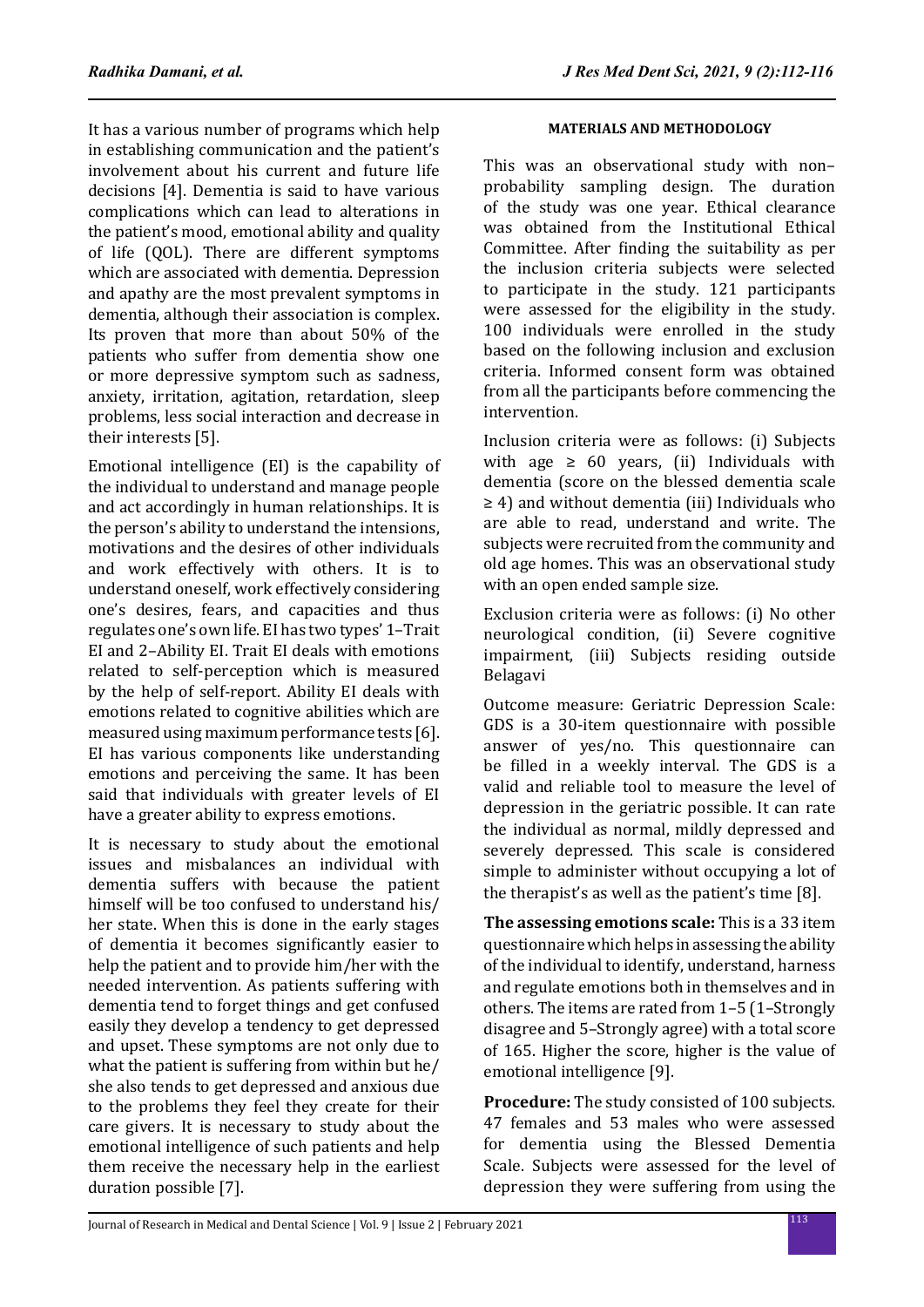It has a various number of programs which help in establishing communication and the patient's involvement about his current and future life decisions [4]. Dementia is said to have various complications which can lead to alterations in the patient's mood, emotional ability and quality of life (QOL). There are different symptoms which are associated with dementia. Depression and apathy are the most prevalent symptoms in dementia, although their association is complex. Its proven that more than about 50% of the patients who suffer from dementia show one or more depressive symptom such as sadness, anxiety, irritation, agitation, retardation, sleep problems, less social interaction and decrease in their interests [5].

Emotional intelligence (EI) is the capability of the individual to understand and manage people and act accordingly in human relationships. It is the person's ability to understand the intensions, motivations and the desires of other individuals and work effectively with others. It is to understand oneself, work effectively considering one's desires, fears, and capacities and thus regulates one's own life. EI has two types' 1–Trait EI and 2–Ability EI. Trait EI deals with emotions related to self-perception which is measured by the help of self-report. Ability EI deals with emotions related to cognitive abilities which are measured using maximum performance tests [6]. EI has various components like understanding emotions and perceiving the same. It has been said that individuals with greater levels of EI have a greater ability to express emotions.

It is necessary to study about the emotional issues and misbalances an individual with dementia suffers with because the patient himself will be too confused to understand his/her state. When this is done in the early stages of dementia it becomes significantly easier to help the patient and to provide him/her with the needed intervention. As patients suffering with dementia tend to forget things and get confused easily they develop a tendency to get depressed and upset. These symptoms are not only due to what the patient is suffering from within but he/she also tends to get depressed and anxious due to the problems they feel they create for their care givers. It is necessary to study about the emotional intelligence of such patients and help them receive the necessary help in the earliest duration possible [7].

## MATERIALS AND METHODOLOGY

This was an observational study with non–probability sampling design. The duration of the study was one year. Ethical clearance was obtained from the Institutional Ethical Committee. After finding the suitability as per the inclusion criteria subjects were selected to participate in the study. 121 participants were assessed for the eligibility in the study. 100 individuals were enrolled in the study based on the following inclusion and exclusion criteria. Informed consent form was obtained from all the participants before commencing the intervention.

Inclusion criteria were as follows: (i) Subjects with age $\geq$ 60 years, (ii) Individuals with dementia (score on the blessed dementia scale $\geq$ 4) and without dementia (iii) Individuals who are able to read, understand and write. The subjects were recruited from the community and old age homes. This was an observational study with an open ended sample size.

Exclusion criteria were as follows: (i) No other neurological condition, (ii) Severe cognitive impairment, (iii) Subjects residing outside Belagavi

Outcome measure: Geriatric Depression Scale: GDS is a 30-item questionnaire with possible answer of yes/no. This questionnaire can be filled in a weekly interval. The GDS is a valid and reliable tool to measure the level of depression in the geriatric possible. It can rate the individual as normal, mildly depressed and severely depressed. This scale is considered simple to administer without occupying a lot of the therapist's as well as the patient's time [8].

**The assessing emotions scale:** This is a 33 item questionnaire which helps in assessing the ability of the individual to identify, understand, harness and regulate emotions both in themselves and in others. The items are rated from 1–5 (1–Strongly disagree and 5–Strongly agree) with a total score of 165. Higher the score, higher is the value of emotional intelligence [9].

**Procedure:** The study consisted of 100 subjects. 47 females and 53 males who were assessed for dementia using the Blessed Dementia Scale. Subjects were assessed for the level of depression they were suffering from using the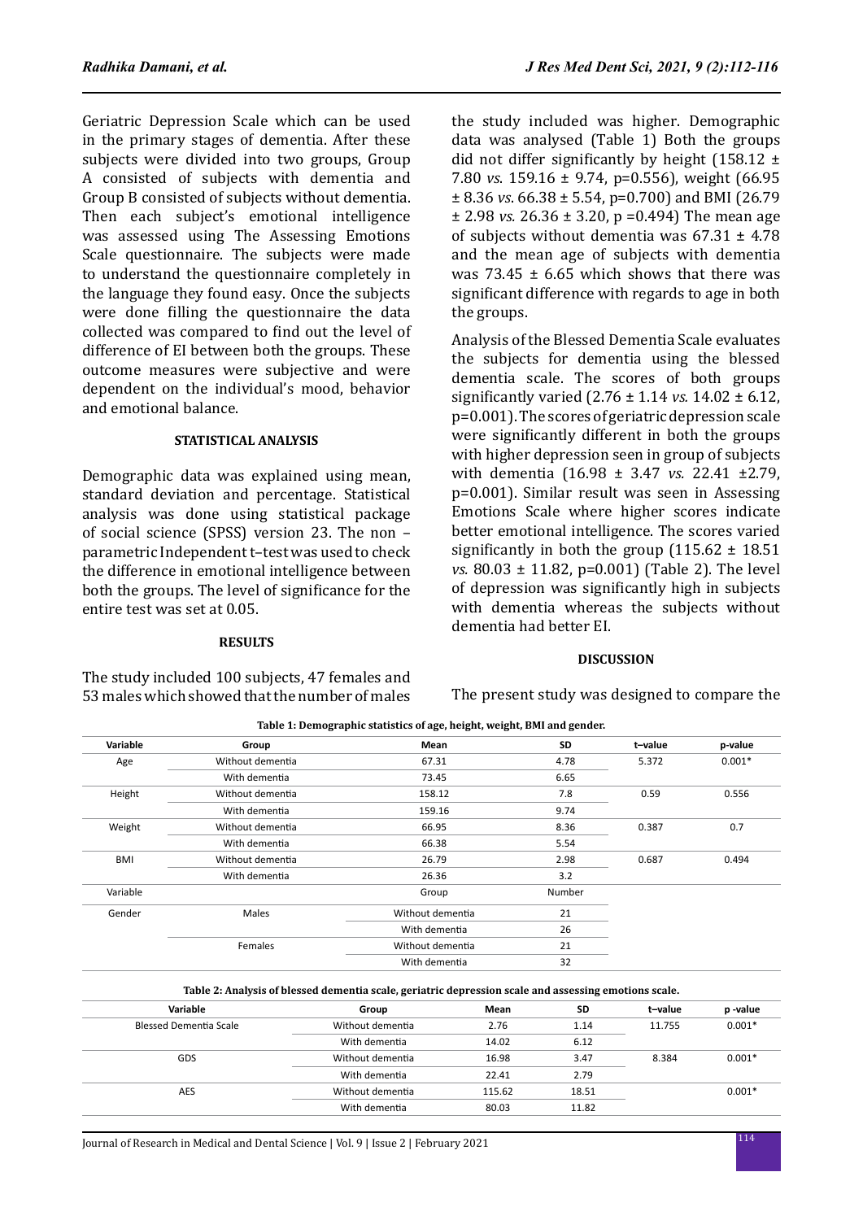Geriatric Depression Scale which can be used in the primary stages of dementia. After these subjects were divided into two groups, Group A consisted of subjects with dementia and Group B consisted of subjects without dementia. Then each subject's emotional intelligence was assessed using The Assessing Emotions Scale questionnaire. The subjects were made to understand the questionnaire completely in the language they found easy. Once the subjects were done filling the questionnaire the data collected was compared to find out the level of difference of EI between both the groups. These outcome measures were subjective and were dependent on the individual's mood, behavior and emotional balance.

#### STATISTICAL ANALYSIS

Demographic data was explained using mean, standard deviation and percentage. Statistical analysis was done using statistical package of social science (SPSS) version 23. The non – parametric Independent t–test was used to check the difference in emotional intelligence between both the groups. The level of significance for the entire test was set at 0.05.

#### RESULTS

The study included 100 subjects, 47 females and 53 males which showed that the number of males the study included was higher. Demographic data was analysed (Table 1) Both the groups did not differ significantly by height (158.12 ± 7.80 *vs.* 159.16 ± 9.74, p=0.556), weight (66.95 ± 8.36 *vs.* 66.38 ± 5.54, p=0.700) and BMI (26.79 ± 2.98 *vs.* 26.36 ± 3.20, p =0.494) The mean age of subjects without dementia was 67.31 ± 4.78 and the mean age of subjects with dementia was 73.45 ± 6.65 which shows that there was significant difference with regards to age in both the groups.

Analysis of the Blessed Dementia Scale evaluates the subjects for dementia using the blessed dementia scale. The scores of both groups significantly varied (2.76 ± 1.14 *vs.* 14.02 ± 6.12, p=0.001). The scores of geriatric depression scale were significantly different in both the groups with higher depression seen in group of subjects with dementia (16.98 ± 3.47 *vs.* 22.41 ±2.79, p=0.001). Similar result was seen in Assessing Emotions Scale where higher scores indicate better emotional intelligence. The scores varied significantly in both the group (115.62 ± 18.51 *vs.* 80.03 ± 11.82, p=0.001) (Table 2). The level of depression was significantly high in subjects with dementia whereas the subjects without dementia had better EI.

#### DISCUSSION

The present study was designed to compare the

**Table 1: Demographic statistics of age, height, weight, BMI and gender.**

| Variable | Group | Mean | SD | t–value | p-value |
|---|---|---|---|---|---|
| Age | Without dementia | 67.31 | 4.78 | 5.372 | 0.001* |
| | With dementia | 73.45 | 6.65 | | |
| Height | Without dementia | 158.12 | 7.8 | 0.59 | 0.556 |
| | With dementia | 159.16 | 9.74 | | |
| Weight | Without dementia | 66.95 | 8.36 | 0.387 | 0.7 |
| | With dementia | 66.38 | 5.54 | | |
| BMI | Without dementia | 26.79 | 2.98 | 0.687 | 0.494 |
| | With dementia | 26.36 | 3.2 | | |
| Variable | | Group | Number | | |
| Gender | Males | Without dementia | 21 | | |
| | | With dementia | 26 | | |
| | Females | Without dementia | 21 | | |
| | | With dementia | 32 | | |

**Table 2: Analysis of blessed dementia scale, geriatric depression scale and assessing emotions scale.**

| Variable | Group | Mean | SD | t–value | p -value |
|---|---|---|---|---|---|
| Blessed Dementia Scale | Without dementia | 2.76 | 1.14 | 11.755 | 0.001* |
| | With dementia | 14.02 | 6.12 | | |
| GDS | Without dementia | 16.98 | 3.47 | 8.384 | 0.001* |
| | With dementia | 22.41 | 2.79 | | |
| AES | Without dementia | 115.62 | 18.51 | | 0.001* |
| | With dementia | 80.03 | 11.82 | | |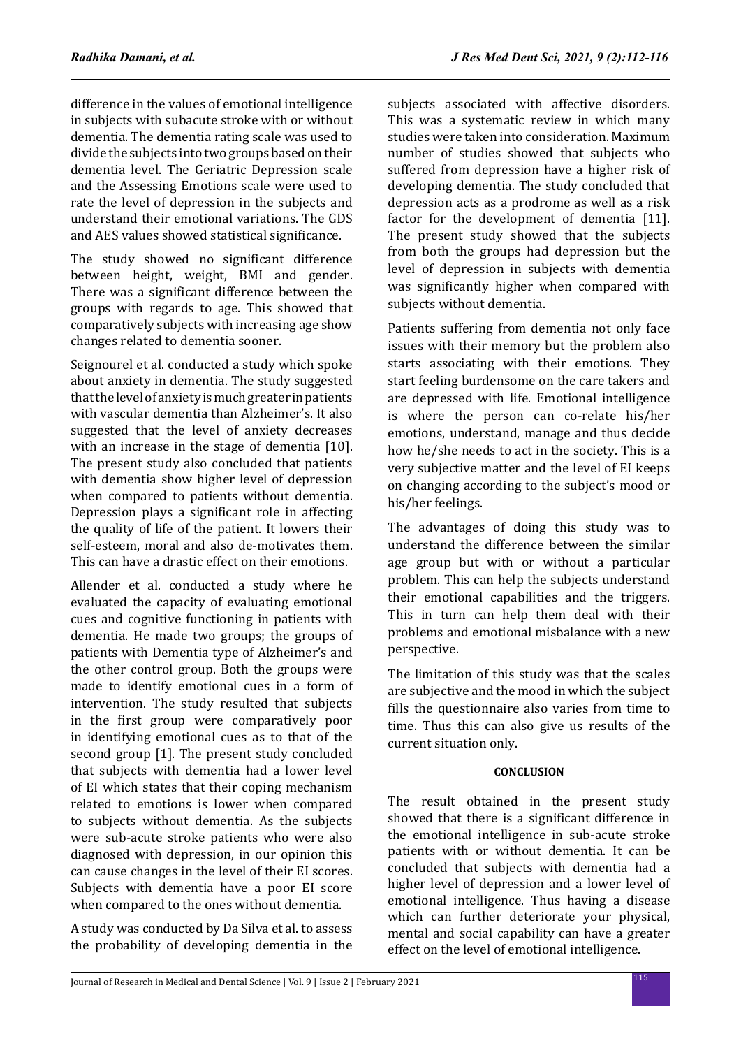difference in the values of emotional intelligence in subjects with subacute stroke with or without dementia. The dementia rating scale was used to divide the subjects into two groups based on their dementia level. The Geriatric Depression scale and the Assessing Emotions scale were used to rate the level of depression in the subjects and understand their emotional variations. The GDS and AES values showed statistical significance.

The study showed no significant difference between height, weight, BMI and gender. There was a significant difference between the groups with regards to age. This showed that comparatively subjects with increasing age show changes related to dementia sooner.

Seignourel et al. conducted a study which spoke about anxiety in dementia. The study suggested that the level of anxiety is much greater in patients with vascular dementia than Alzheimer's. It also suggested that the level of anxiety decreases with an increase in the stage of dementia [10]. The present study also concluded that patients with dementia show higher level of depression when compared to patients without dementia. Depression plays a significant role in affecting the quality of life of the patient. It lowers their self-esteem, moral and also de-motivates them. This can have a drastic effect on their emotions.

Allender et al. conducted a study where he evaluated the capacity of evaluating emotional cues and cognitive functioning in patients with dementia. He made two groups; the groups of patients with Dementia type of Alzheimer's and the other control group. Both the groups were made to identify emotional cues in a form of intervention. The study resulted that subjects in the first group were comparatively poor in identifying emotional cues as to that of the second group [1]. The present study concluded that subjects with dementia had a lower level of EI which states that their coping mechanism related to emotions is lower when compared to subjects without dementia. As the subjects were sub-acute stroke patients who were also diagnosed with depression, in our opinion this can cause changes in the level of their EI scores. Subjects with dementia have a poor EI score when compared to the ones without dementia.

A study was conducted by Da Silva et al. to assess the probability of developing dementia in the subjects associated with affective disorders. This was a systematic review in which many studies were taken into consideration. Maximum number of studies showed that subjects who suffered from depression have a higher risk of developing dementia. The study concluded that depression acts as a prodrome as well as a risk factor for the development of dementia [11]. The present study showed that the subjects from both the groups had depression but the level of depression in subjects with dementia was significantly higher when compared with subjects without dementia.

Patients suffering from dementia not only face issues with their memory but the problem also starts associating with their emotions. They start feeling burdensome on the care takers and are depressed with life. Emotional intelligence is where the person can co-relate his/her emotions, understand, manage and thus decide how he/she needs to act in the society. This is a very subjective matter and the level of EI keeps on changing according to the subject's mood or his/her feelings.

The advantages of doing this study was to understand the difference between the similar age group but with or without a particular problem. This can help the subjects understand their emotional capabilities and the triggers. This in turn can help them deal with their problems and emotional misbalance with a new perspective.

The limitation of this study was that the scales are subjective and the mood in which the subject fills the questionnaire also varies from time to time. Thus this can also give us results of the current situation only.

## CONCLUSION

The result obtained in the present study showed that there is a significant difference in the emotional intelligence in sub-acute stroke patients with or without dementia. It can be concluded that subjects with dementia had a higher level of depression and a lower level of emotional intelligence. Thus having a disease which can further deteriorate your physical, mental and social capability can have a greater effect on the level of emotional intelligence.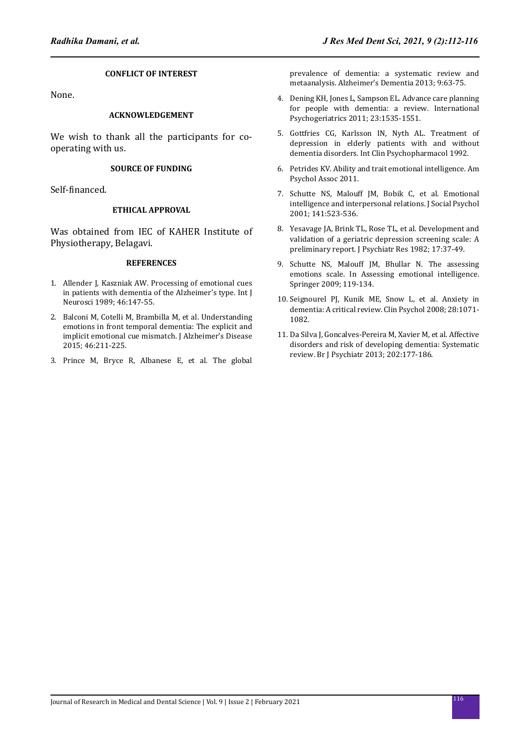#### CONFLICT OF INTEREST

None.

#### ACKNOWLEDGEMENT

We wish to thank all the participants for co-operating with us.

#### SOURCE OF FUNDING

Self-financed.

#### ETHICAL APPROVAL

Was obtained from IEC of KAHER Institute of Physiotherapy, Belagavi.

#### REFERENCES

1. Allender J, Kaszniak AW. Processing of emotional cues in patients with dementia of the Alzheimer's type. Int J Neurosci 1989; 46:147-55.
2. Balconi M, Cotelli M, Brambilla M, et al. Understanding emotions in front temporal dementia: The explicit and implicit emotional cue mismatch. J Alzheimer's Disease 2015; 46:211-225.
3. Prince M, Bryce R, Albanese E, et al. The global prevalence of dementia: a systematic review and metaanalysis. Alzheimer's Dementia 2013; 9:63-75.
4. Dening KH, Jones L, Sampson EL. Advance care planning for people with dementia: a review. International Psychogeriatrics 2011; 23:1535-1551.
5. Gottfries CG, Karlsson IN, Nyth AL. Treatment of depression in elderly patients with and without dementia disorders. Int Clin Psychopharmacol 1992.
6. Petrides KV. Ability and trait emotional intelligence. Am Psychol Assoc 2011.
7. Schutte NS, Malouff JM, Bobik C, et al. Emotional intelligence and interpersonal relations. J Social Psychol 2001; 141:523-536.
8. Yesavage JA, Brink TL, Rose TL, et al. Development and validation of a geriatric depression screening scale: A preliminary report. J Psychiatr Res 1982; 17:37-49.
9. Schutte NS, Malouff JM, Bhullar N. The assessing emotions scale. In Assessing emotional intelligence. Springer 2009; 119-134.
10. Seignourel PJ, Kunik ME, Snow L, et al. Anxiety in dementia: A critical review. Clin Psychol 2008; 28:1071-1082.
11. Da Silva J, Goncalves-Pereira M, Xavier M, et al. Affective disorders and risk of developing dementia: Systematic review. Br J Psychiatr 2013; 202:177-186.